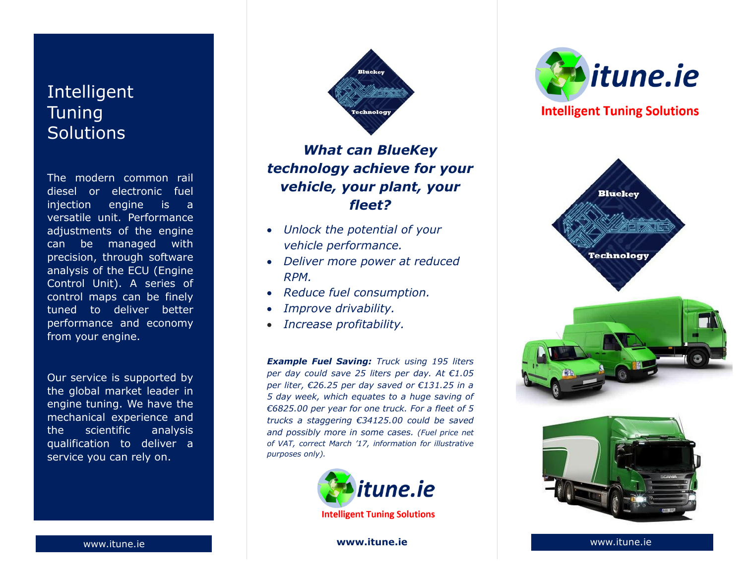# Intelligent Tuning Solutions

The modern common rail diesel or electronic fuel injection engine is a versatile unit. Performance adjustments of the engine can be managed with precision, through software analysis of the ECU (Engine Control Unit). A series of control maps can be finely tuned to deliver better performance and economy from your engine.

Our service is supported by the global market leader in engine tuning. We have the mechanical experience and the scientific analysis qualification to deliver a service you can rely on.

www.itune.ie

Bluekey Technology

## *What can BlueKey technology achieve for your vehicle, your plant, your fleet?*

- *Unlock the potential of your vehicle performance.*
- *Deliver more power at reduced RPM.*
- *Reduce fuel consumption.*
- *Improve drivability.*
- *Increase profitability.*

***Example Fuel Saving:*** *Truck using 195 liters per day could save 25 liters per day. At €1.05 per liter, €26.25 per day saved or €131.25 in a 5 day week, which equates to a huge saving of €6825.00 per year for one truck. For a fleet of 5 trucks a staggering €34125.00 could be saved and possibly more in some cases. (Fuel price net of VAT, correct March '17, information for illustrative purposes only).*

itune.ie

Intelligent Tuning Solutions

**www.itune.ie**

itune.ie

Intelligent Tuning Solutions

Bluekey Technology

www.itune.ie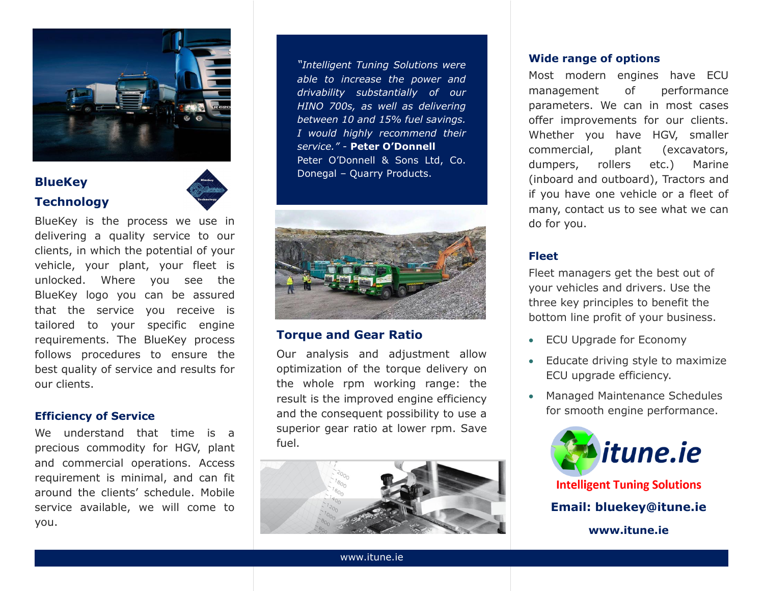## BlueKey Technology

BlueKey is the process we use in delivering a quality service to our clients, in which the potential of your vehicle, your plant, your fleet is unlocked. Where you see the BlueKey logo you can be assured that the service you receive is tailored to your specific engine requirements. The BlueKey process follows procedures to ensure the best quality of service and results for our clients.

### Efficiency of Service

We understand that time is a precious commodity for HGV, plant and commercial operations. Access requirement is minimal, and can fit around the clients' schedule. Mobile service available, we will come to you.

*"Intelligent Tuning Solutions were able to increase the power and drivability substantially of our HINO 700s, as well as delivering between 10 and 15% fuel savings. I would highly recommend their service."* - **Peter O'Donnell**
Peter O'Donnell & Sons Ltd, Co. Donegal – Quarry Products.

### Torque and Gear Ratio

Our analysis and adjustment allow optimization of the torque delivery on the whole rpm working range: the result is the improved engine efficiency and the consequent possibility to use a superior gear ratio at lower rpm. Save fuel.

### Wide range of options

Most modern engines have ECU management of performance parameters. We can in most cases offer improvements for our clients. Whether you have HGV, smaller commercial, plant (excavators, dumpers, rollers etc.) Marine (inboard and outboard), Tractors and if you have one vehicle or a fleet of many, contact us to see what we can do for you.

### Fleet

Fleet managers get the best out of your vehicles and drivers. Use the three key principles to benefit the bottom line profit of your business.

- ECU Upgrade for Economy
- Educate driving style to maximize ECU upgrade efficiency.
- Managed Maintenance Schedules for smooth engine performance.

itune.ie

Intelligent Tuning Solutions

**Email: bluekey@itune.ie**

**www.itune.ie**

www.itune.ie